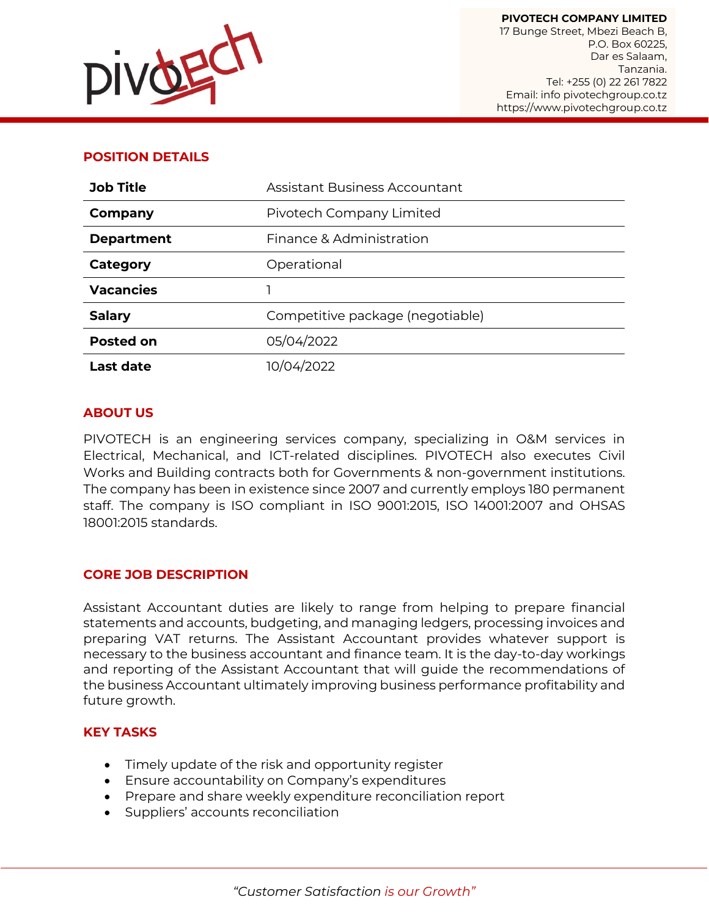**PIVOTECH COMPANY LIMITED**
17 Bunge Street, Mbezi Beach B,
P.O. Box 60225,
Dar es Salaam,
Tanzania.
Tel: +255 (0) 22 261 7822
Email: info pivotechgroup.co.tz
https://www.pivotechgroup.co.tz

## POSITION DETAILS

| | |
|---|---|
| **Job Title** | Assistant Business Accountant |
| **Company** | Pivotech Company Limited |
| **Department** | Finance & Administration |
| **Category** | Operational |
| **Vacancies** | 1 |
| **Salary** | Competitive package (negotiable) |
| **Posted on** | 05/04/2022 |
| **Last date** | 10/04/2022 |

## ABOUT US

PIVOTECH is an engineering services company, specializing in O&M services in Electrical, Mechanical, and ICT-related disciplines. PIVOTECH also executes Civil Works and Building contracts both for Governments & non-government institutions. The company has been in existence since 2007 and currently employs 180 permanent staff. The company is ISO compliant in ISO 9001:2015, ISO 14001:2007 and OHSAS 18001:2015 standards.

## CORE JOB DESCRIPTION

Assistant Accountant duties are likely to range from helping to prepare financial statements and accounts, budgeting, and managing ledgers, processing invoices and preparing VAT returns. The Assistant Accountant provides whatever support is necessary to the business accountant and finance team. It is the day-to-day workings and reporting of the Assistant Accountant that will guide the recommendations of the business Accountant ultimately improving business performance profitability and future growth.

## KEY TASKS

- Timely update of the risk and opportunity register
- Ensure accountability on Company's expenditures
- Prepare and share weekly expenditure reconciliation report
- Suppliers' accounts reconciliation

*"Customer Satisfaction is our Growth"*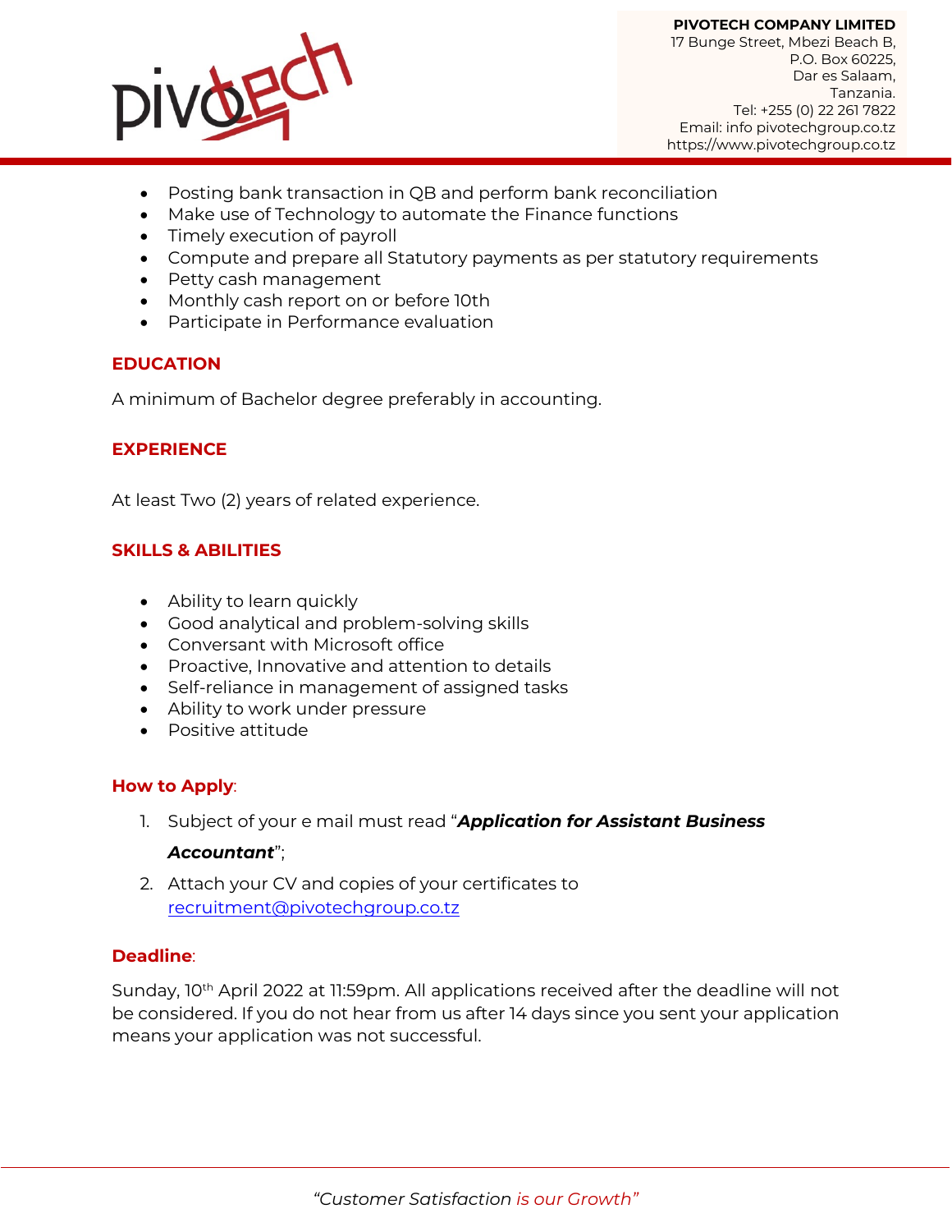- Posting bank transaction in QB and perform bank reconciliation
- Make use of Technology to automate the Finance functions
- Timely execution of payroll
- Compute and prepare all Statutory payments as per statutory requirements
- Petty cash management
- Monthly cash report on or before 10th
- Participate in Performance evaluation

## EDUCATION

A minimum of Bachelor degree preferably in accounting.

## EXPERIENCE

At least Two (2) years of related experience.

## SKILLS & ABILITIES

- Ability to learn quickly
- Good analytical and problem-solving skills
- Conversant with Microsoft office
- Proactive, Innovative and attention to details
- Self-reliance in management of assigned tasks
- Ability to work under pressure
- Positive attitude

## How to Apply:

1. Subject of your e mail must read "***Application for Assistant Business Accountant***";
2. Attach your CV and copies of your certificates to recruitment@pivotechgroup.co.tz

## Deadline:

Sunday, 10th April 2022 at 11:59pm. All applications received after the deadline will not be considered. If you do not hear from us after 14 days since you sent your application means your application was not successful.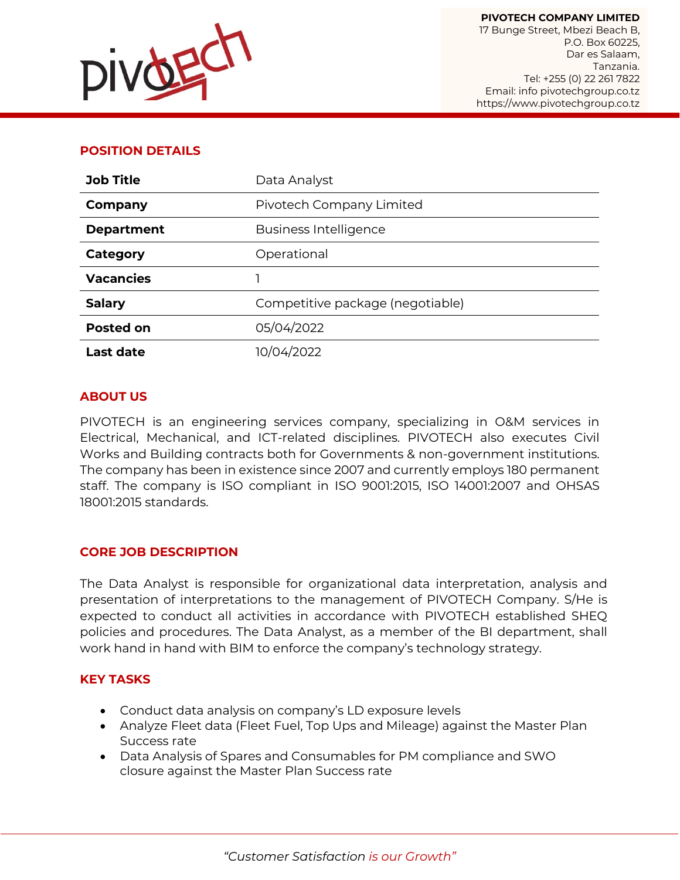**PIVOTECH COMPANY LIMITED**
17 Bunge Street, Mbezi Beach B,
P.O. Box 60225,
Dar es Salaam,
Tanzania.
Tel: +255 (0) 22 261 7822
Email: info pivotechgroup.co.tz
https://www.pivotechgroup.co.tz

## POSITION DETAILS

| | |
|---|---|
| **Job Title** | Data Analyst |
| **Company** | Pivotech Company Limited |
| **Department** | Business Intelligence |
| **Category** | Operational |
| **Vacancies** | 1 |
| **Salary** | Competitive package (negotiable) |
| **Posted on** | 05/04/2022 |
| **Last date** | 10/04/2022 |

## ABOUT US

PIVOTECH is an engineering services company, specializing in O&M services in Electrical, Mechanical, and ICT-related disciplines. PIVOTECH also executes Civil Works and Building contracts both for Governments & non-government institutions. The company has been in existence since 2007 and currently employs 180 permanent staff. The company is ISO compliant in ISO 9001:2015, ISO 14001:2007 and OHSAS 18001:2015 standards.

## CORE JOB DESCRIPTION

The Data Analyst is responsible for organizational data interpretation, analysis and presentation of interpretations to the management of PIVOTECH Company. S/He is expected to conduct all activities in accordance with PIVOTECH established SHEQ policies and procedures. The Data Analyst, as a member of the BI department, shall work hand in hand with BIM to enforce the company's technology strategy.

## KEY TASKS

- Conduct data analysis on company's LD exposure levels
- Analyze Fleet data (Fleet Fuel, Top Ups and Mileage) against the Master Plan Success rate
- Data Analysis of Spares and Consumables for PM compliance and SWO closure against the Master Plan Success rate

*"Customer Satisfaction is our Growth"*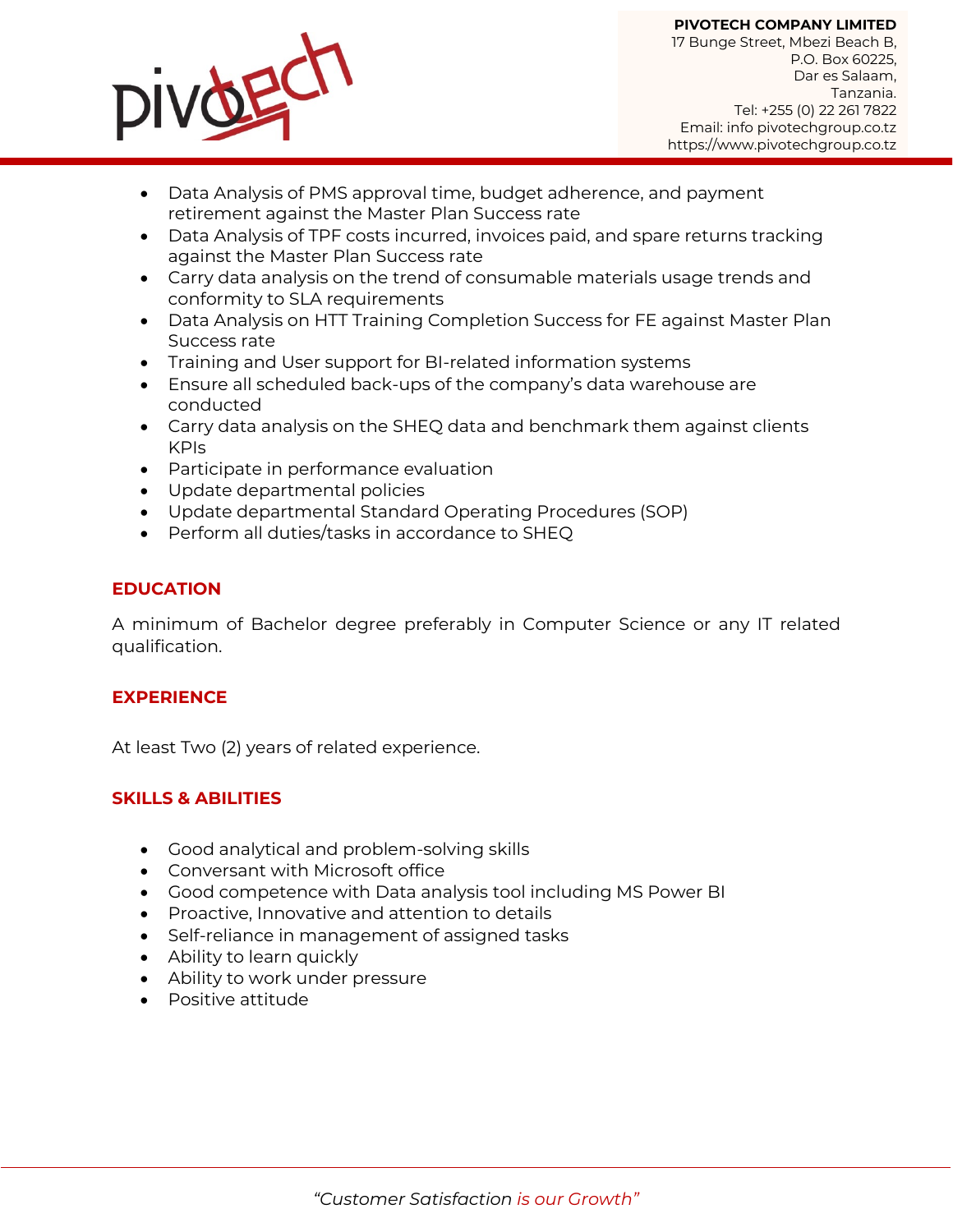- Data Analysis of PMS approval time, budget adherence, and payment retirement against the Master Plan Success rate
- Data Analysis of TPF costs incurred, invoices paid, and spare returns tracking against the Master Plan Success rate
- Carry data analysis on the trend of consumable materials usage trends and conformity to SLA requirements
- Data Analysis on HTT Training Completion Success for FE against Master Plan Success rate
- Training and User support for BI-related information systems
- Ensure all scheduled back-ups of the company's data warehouse are conducted
- Carry data analysis on the SHEQ data and benchmark them against clients KPIs
- Participate in performance evaluation
- Update departmental policies
- Update departmental Standard Operating Procedures (SOP)
- Perform all duties/tasks in accordance to SHEQ

## EDUCATION

A minimum of Bachelor degree preferably in Computer Science or any IT related qualification.

## EXPERIENCE

At least Two (2) years of related experience.

## SKILLS & ABILITIES

- Good analytical and problem-solving skills
- Conversant with Microsoft office
- Good competence with Data analysis tool including MS Power BI
- Proactive, Innovative and attention to details
- Self-reliance in management of assigned tasks
- Ability to learn quickly
- Ability to work under pressure
- Positive attitude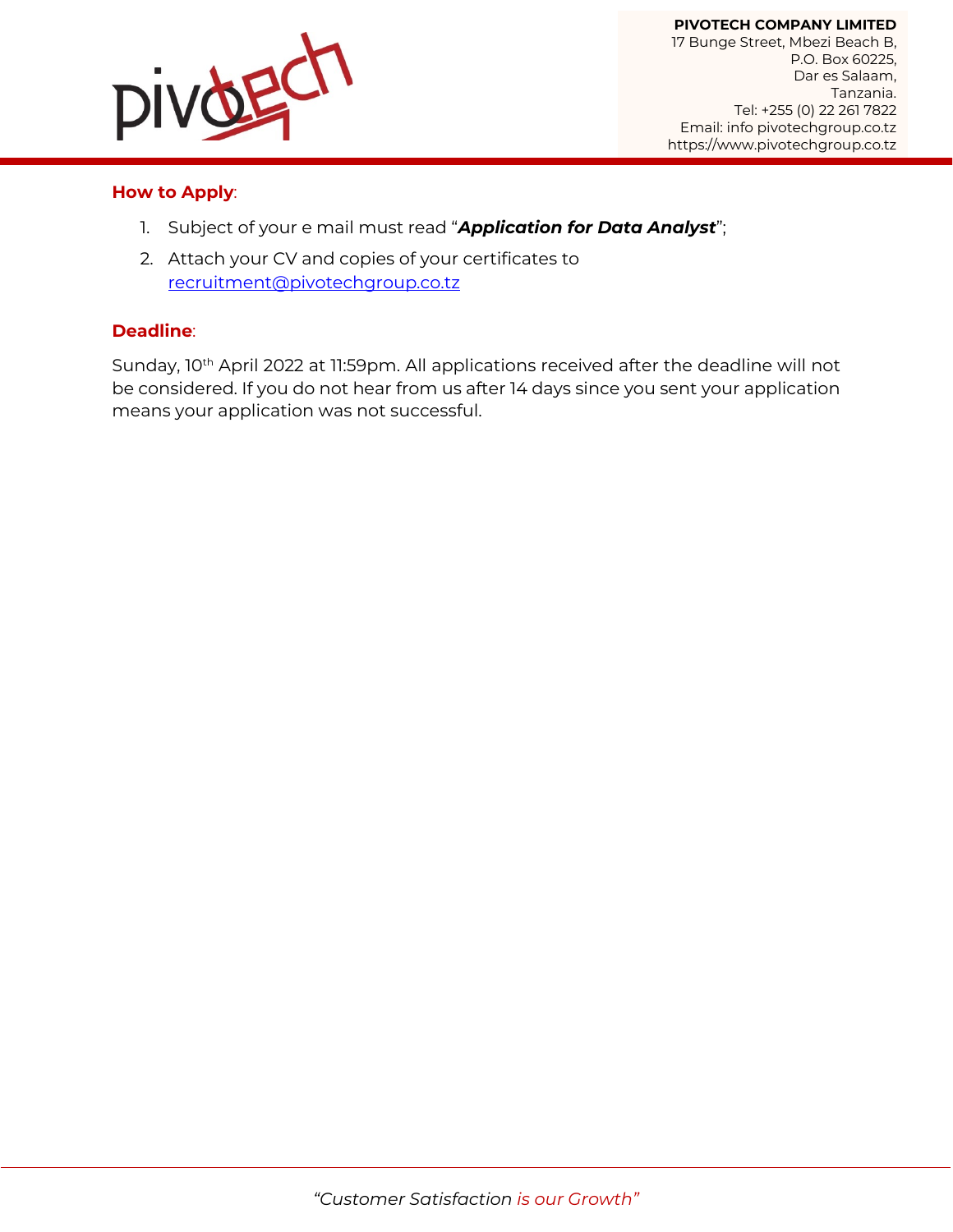**How to Apply**:

1. Subject of your e mail must read "***Application for Data Analyst***";
2. Attach your CV and copies of your certificates to recruitment@pivotechgroup.co.tz

**Deadline**:

Sunday, 10th April 2022 at 11:59pm. All applications received after the deadline will not be considered. If you do not hear from us after 14 days since you sent your application means your application was not successful.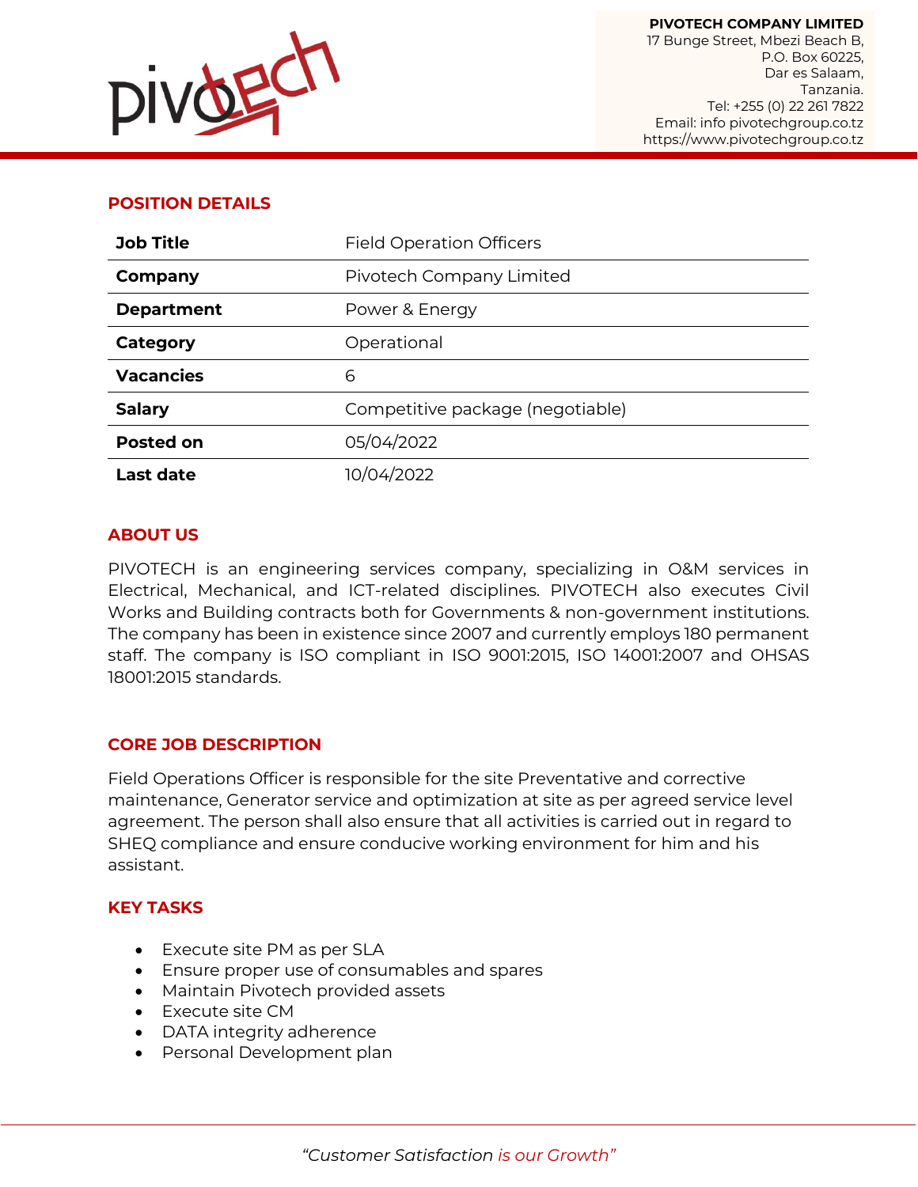**PIVOTECH COMPANY LIMITED**
17 Bunge Street, Mbezi Beach B,
P.O. Box 60225,
Dar es Salaam,
Tanzania.
Tel: +255 (0) 22 261 7822
Email: info pivotechgroup.co.tz
https://www.pivotechgroup.co.tz

## POSITION DETAILS

| | |
|---|---|
| **Job Title** | Field Operation Officers |
| **Company** | Pivotech Company Limited |
| **Department** | Power & Energy |
| **Category** | Operational |
| **Vacancies** | 6 |
| **Salary** | Competitive package (negotiable) |
| **Posted on** | 05/04/2022 |
| **Last date** | 10/04/2022 |

## ABOUT US

PIVOTECH is an engineering services company, specializing in O&M services in Electrical, Mechanical, and ICT-related disciplines. PIVOTECH also executes Civil Works and Building contracts both for Governments & non-government institutions. The company has been in existence since 2007 and currently employs 180 permanent staff. The company is ISO compliant in ISO 9001:2015, ISO 14001:2007 and OHSAS 18001:2015 standards.

## CORE JOB DESCRIPTION

Field Operations Officer is responsible for the site Preventative and corrective maintenance, Generator service and optimization at site as per agreed service level agreement. The person shall also ensure that all activities is carried out in regard to SHEQ compliance and ensure conducive working environment for him and his assistant.

## KEY TASKS

- Execute site PM as per SLA
- Ensure proper use of consumables and spares
- Maintain Pivotech provided assets
- Execute site CM
- DATA integrity adherence
- Personal Development plan

*"Customer Satisfaction is our Growth"*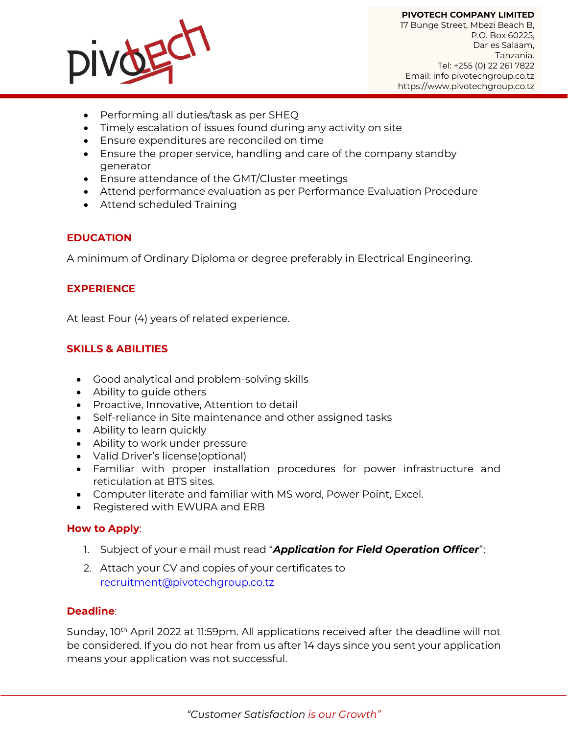- Performing all duties/task as per SHEQ
- Timely escalation of issues found during any activity on site
- Ensure expenditures are reconciled on time
- Ensure the proper service, handling and care of the company standby generator
- Ensure attendance of the GMT/Cluster meetings
- Attend performance evaluation as per Performance Evaluation Procedure
- Attend scheduled Training

## EDUCATION

A minimum of Ordinary Diploma or degree preferably in Electrical Engineering.

## EXPERIENCE

At least Four (4) years of related experience.

## SKILLS & ABILITIES

- Good analytical and problem-solving skills
- Ability to guide others
- Proactive, Innovative, Attention to detail
- Self-reliance in Site maintenance and other assigned tasks
- Ability to learn quickly
- Ability to work under pressure
- Valid Driver's license(optional)
- Familiar with proper installation procedures for power infrastructure and reticulation at BTS sites.
- Computer literate and familiar with MS word, Power Point, Excel.
- Registered with EWURA and ERB

## How to Apply:

1. Subject of your e mail must read "***Application for Field Operation Officer***";
2. Attach your CV and copies of your certificates to recruitment@pivotechgroup.co.tz

## Deadline:

Sunday, 10th April 2022 at 11:59pm. All applications received after the deadline will not be considered. If you do not hear from us after 14 days since you sent your application means your application was not successful.

*"Customer Satisfaction is our Growth"*